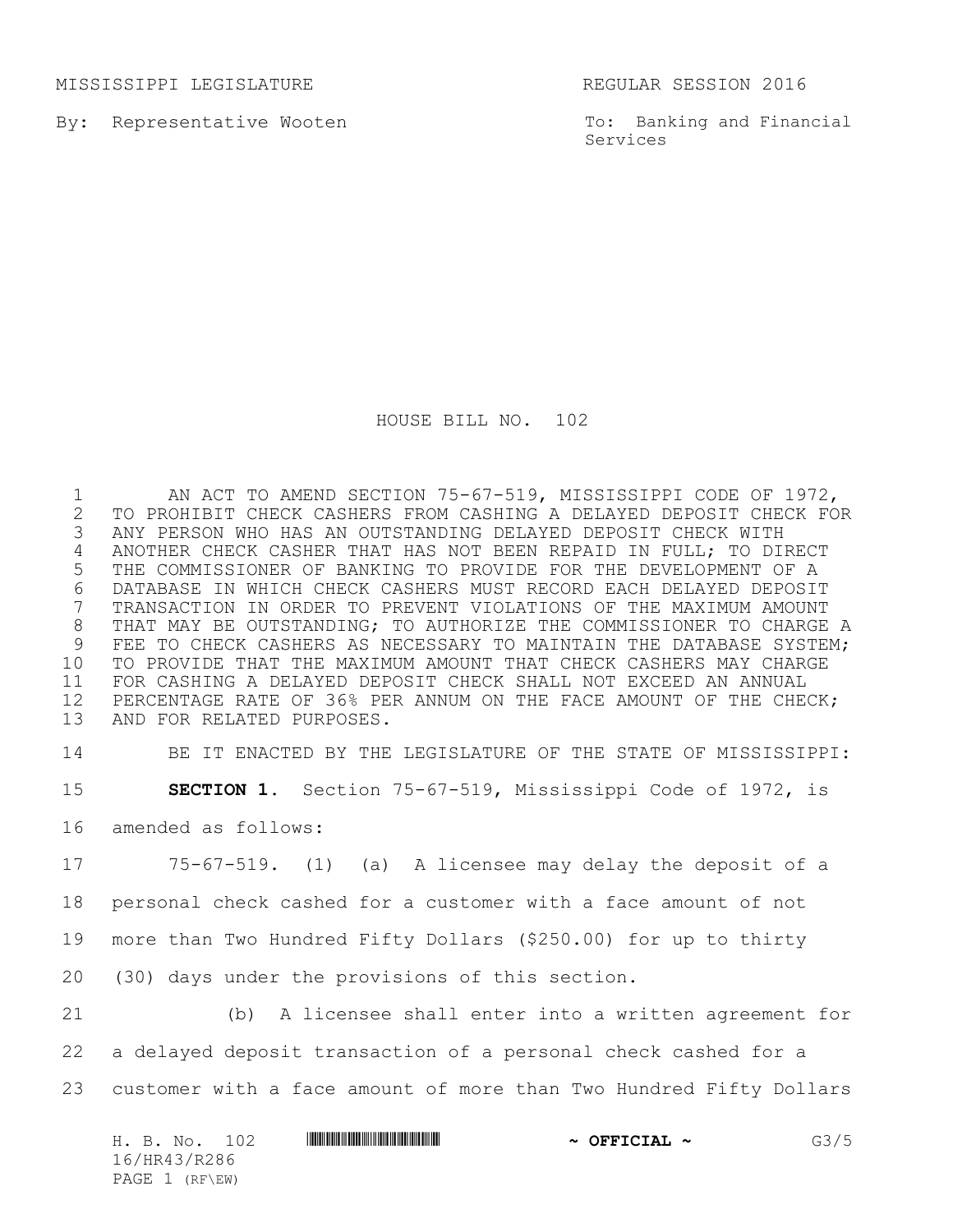MISSISSIPPI LEGISLATURE REGULAR SESSION 2016

By: Representative Wooten

To: Banking and Financial Services

# HOUSE BILL NO. 102

AN ACT TO AMEND SECTION 75-67-519, MISSISSIPPI CODE OF 1972, TO PROHIBIT CHECK CASHERS FROM CASHING A DELAYED DEPOSIT CHECK FOR ANY PERSON WHO HAS AN OUTSTANDING DELAYED DEPOSIT CHECK WITH ANOTHER CHECK CASHER THAT HAS NOT BEEN REPAID IN FULL; TO DIRECT THE COMMISSIONER OF BANKING TO PROVIDE FOR THE DEVELOPMENT OF A DATABASE IN WHICH CHECK CASHERS MUST RECORD EACH DELAYED DEPOSIT TRANSACTION IN ORDER TO PREVENT VIOLATIONS OF THE MAXIMUM AMOUNT THAT MAY BE OUTSTANDING; TO AUTHORIZE THE COMMISSIONER TO CHARGE A FEE TO CHECK CASHERS AS NECESSARY TO MAINTAIN THE DATABASE SYSTEM; TO PROVIDE THAT THE MAXIMUM AMOUNT THAT CHECK CASHERS MAY CHARGE FOR CASHING A DELAYED DEPOSIT CHECK SHALL NOT EXCEED AN ANNUAL PERCENTAGE RATE OF 36% PER ANNUM ON THE FACE AMOUNT OF THE CHECK; AND FOR RELATED PURPOSES.

BE IT ENACTED BY THE LEGISLATURE OF THE STATE OF MISSISSIPPI:

**SECTION 1.** Section 75-67-519, Mississippi Code of 1972, is amended as follows:

75-67-519. (1) (a) A licensee may delay the deposit of a personal check cashed for a customer with a face amount of not more than Two Hundred Fifty Dollars ($250.00) for up to thirty (30) days under the provisions of this section.

(b) A licensee shall enter into a written agreement for a delayed deposit transaction of a personal check cashed for a customer with a face amount of more than Two Hundred Fifty Dollars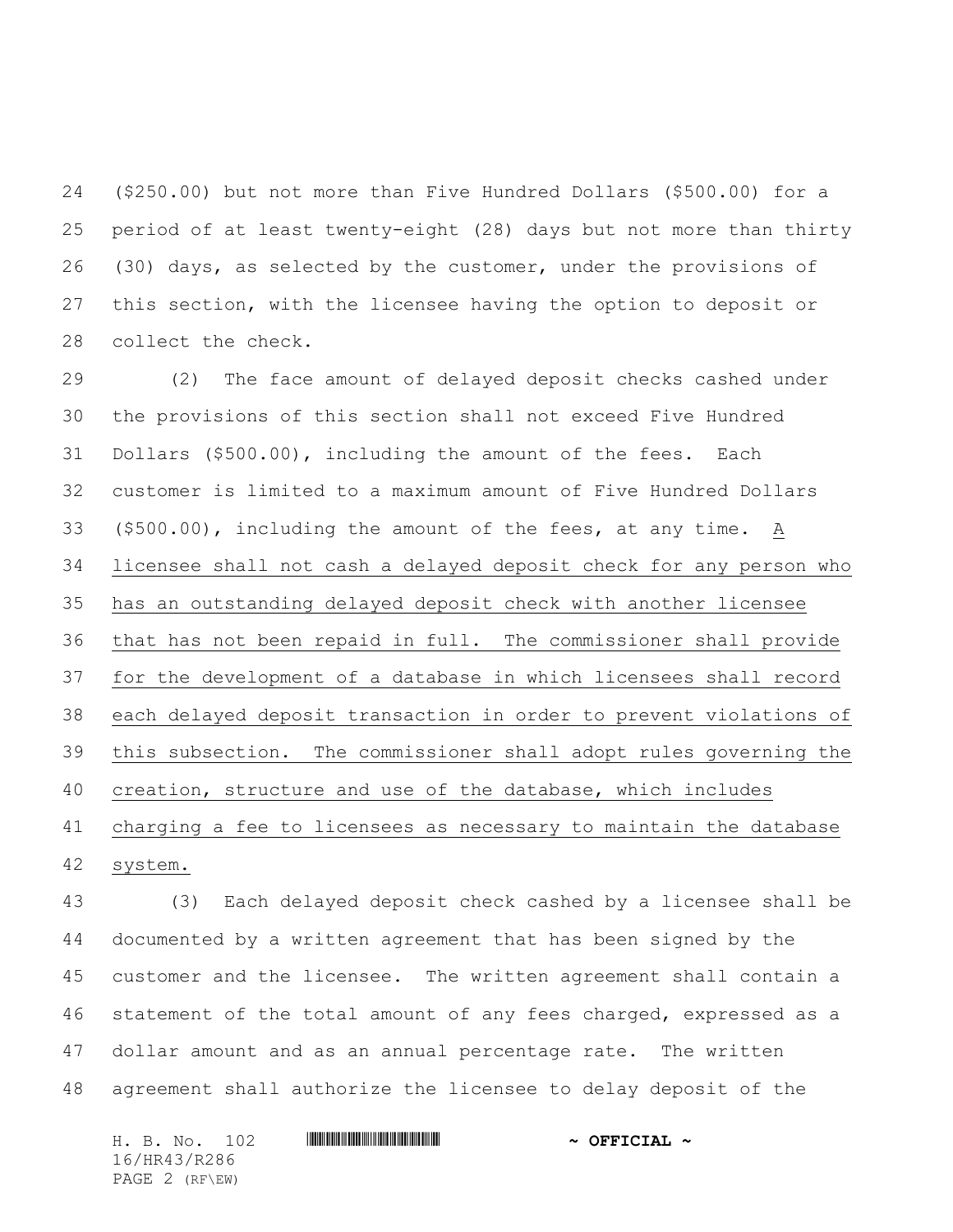($250.00) but not more than Five Hundred Dollars ($500.00) for a period of at least twenty-eight (28) days but not more than thirty (30) days, as selected by the customer, under the provisions of this section, with the licensee having the option to deposit or collect the check.

(2) The face amount of delayed deposit checks cashed under the provisions of this section shall not exceed Five Hundred Dollars ($500.00), including the amount of the fees. Each customer is limited to a maximum amount of Five Hundred Dollars ($500.00), including the amount of the fees, at any time. <u>A licensee shall not cash a delayed deposit check for any person who has an outstanding delayed deposit check with another licensee that has not been repaid in full. The commissioner shall provide for the development of a database in which licensees shall record each delayed deposit transaction in order to prevent violations of this subsection. The commissioner shall adopt rules governing the creation, structure and use of the database, which includes charging a fee to licensees as necessary to maintain the database system.</u>

(3) Each delayed deposit check cashed by a licensee shall be documented by a written agreement that has been signed by the customer and the licensee. The written agreement shall contain a statement of the total amount of any fees charged, expressed as a dollar amount and as an annual percentage rate. The written agreement shall authorize the licensee to delay deposit of the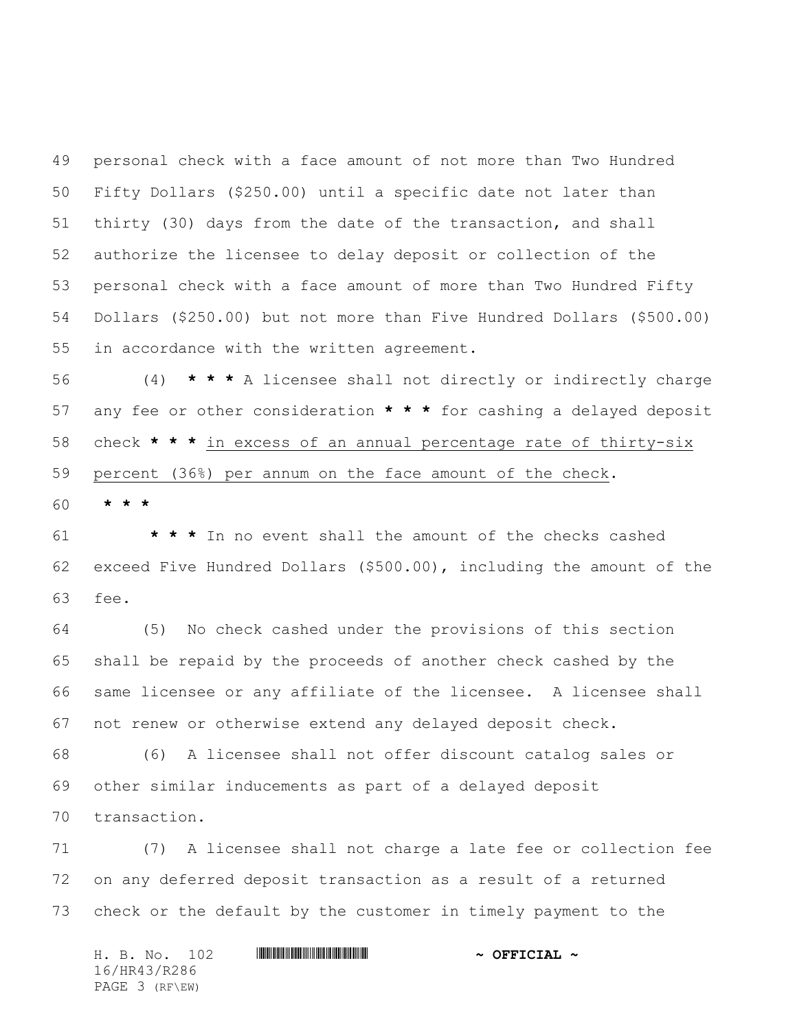personal check with a face amount of not more than Two Hundred Fifty Dollars ($250.00) until a specific date not later than thirty (30) days from the date of the transaction, and shall authorize the licensee to delay deposit or collection of the personal check with a face amount of more than Two Hundred Fifty Dollars ($250.00) but not more than Five Hundred Dollars ($500.00) in accordance with the written agreement.

(4) **\* \* \*** A licensee shall not directly or indirectly charge any fee or other consideration **\* \* \*** for cashing a delayed deposit check **\* \* \*** <u>in excess of an annual percentage rate of thirty-six percent (36%) per annum on the face amount of the check</u>.

**\* \* \***

**\* \* \*** In no event shall the amount of the checks cashed exceed Five Hundred Dollars ($500.00), including the amount of the fee.

(5) No check cashed under the provisions of this section shall be repaid by the proceeds of another check cashed by the same licensee or any affiliate of the licensee. A licensee shall not renew or otherwise extend any delayed deposit check.

(6) A licensee shall not offer discount catalog sales or other similar inducements as part of a delayed deposit transaction.

(7) A licensee shall not charge a late fee or collection fee on any deferred deposit transaction as a result of a returned check or the default by the customer in timely payment to the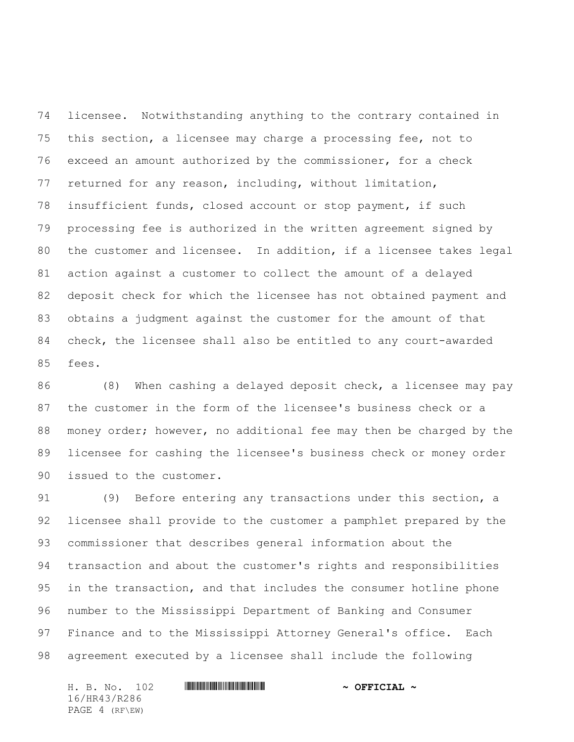licensee. Notwithstanding anything to the contrary contained in this section, a licensee may charge a processing fee, not to exceed an amount authorized by the commissioner, for a check returned for any reason, including, without limitation, insufficient funds, closed account or stop payment, if such processing fee is authorized in the written agreement signed by the customer and licensee. In addition, if a licensee takes legal action against a customer to collect the amount of a delayed deposit check for which the licensee has not obtained payment and obtains a judgment against the customer for the amount of that check, the licensee shall also be entitled to any court-awarded fees.

(8) When cashing a delayed deposit check, a licensee may pay the customer in the form of the licensee's business check or a money order; however, no additional fee may then be charged by the licensee for cashing the licensee's business check or money order issued to the customer.

(9) Before entering any transactions under this section, a licensee shall provide to the customer a pamphlet prepared by the commissioner that describes general information about the transaction and about the customer's rights and responsibilities in the transaction, and that includes the consumer hotline phone number to the Mississippi Department of Banking and Consumer Finance and to the Mississippi Attorney General's office. Each agreement executed by a licensee shall include the following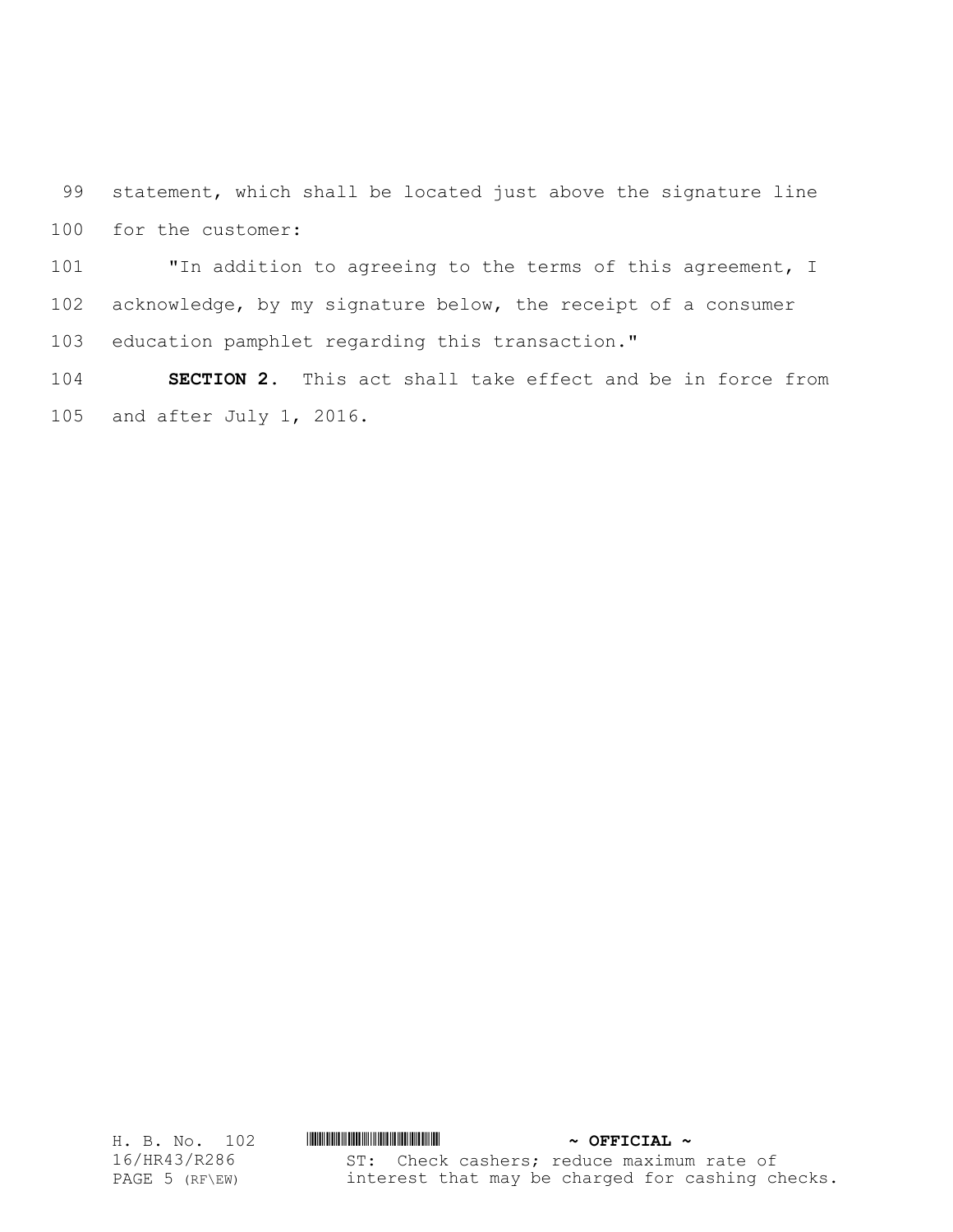statement, which shall be located just above the signature line for the customer:

"In addition to agreeing to the terms of this agreement, I acknowledge, by my signature below, the receipt of a consumer education pamphlet regarding this transaction."

**SECTION 2.** This act shall take effect and be in force from and after July 1, 2016.